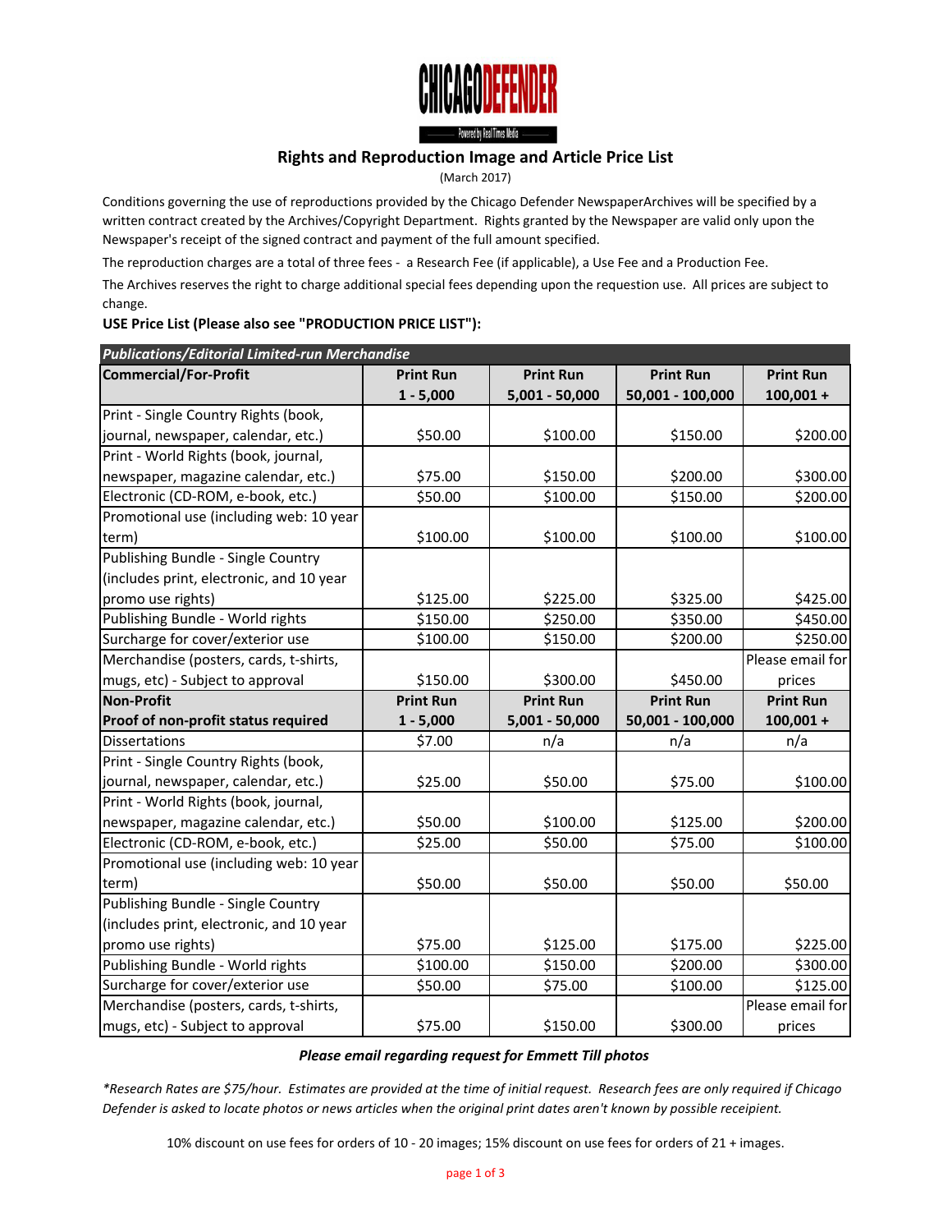# CHICAGO DEFENDER

Powered by Real Times Media

## Rights and Reproduction Image and Article Price List

(March 2017)

Conditions governing the use of reproductions provided by the Chicago Defender NewspaperArchives will be specified by a written contract created by the Archives/Copyright Department. Rights granted by the Newspaper are valid only upon the Newspaper's receipt of the signed contract and payment of the full amount specified.

The reproduction charges are a total of three fees - a Research Fee (if applicable), a Use Fee and a Production Fee.

The Archives reserves the right to charge additional special fees depending upon the requestion use. All prices are subject to change.

**USE Price List (Please also see "PRODUCTION PRICE LIST"):**

| ***Publications/Editorial Limited-run Merchandise*** | | | | |
|---|---|---|---|---|
| **Commercial/For-Profit** | **Print Run 1 - 5,000** | **Print Run 5,001 - 50,000** | **Print Run 50,001 - 100,000** | **Print Run 100,001 +** |
| Print - Single Country Rights (book, journal, newspaper, calendar, etc.) | $50.00 | $100.00 | $150.00 | $200.00 |
| Print - World Rights (book, journal, newspaper, magazine calendar, etc.) | $75.00 | $150.00 | $200.00 | $300.00 |
| Electronic (CD-ROM, e-book, etc.) | $50.00 | $100.00 | $150.00 | $200.00 |
| Promotional use (including web: 10 year term) | $100.00 | $100.00 | $100.00 | $100.00 |
| Publishing Bundle - Single Country (includes print, electronic, and 10 year promo use rights) | $125.00 | $225.00 | $325.00 | $425.00 |
| Publishing Bundle - World rights | $150.00 | $250.00 | $350.00 | $450.00 |
| Surcharge for cover/exterior use | $100.00 | $150.00 | $200.00 | $250.00 |
| Merchandise (posters, cards, t-shirts, mugs, etc) - Subject to approval | $150.00 | $300.00 | $450.00 | Please email for prices |
| **Non-Profit Proof of non-profit status required** | **Print Run 1 - 5,000** | **Print Run 5,001 - 50,000** | **Print Run 50,001 - 100,000** | **Print Run 100,001 +** |
| Dissertations | $7.00 | n/a | n/a | n/a |
| Print - Single Country Rights (book, journal, newspaper, calendar, etc.) | $25.00 | $50.00 | $75.00 | $100.00 |
| Print - World Rights (book, journal, newspaper, magazine calendar, etc.) | $50.00 | $100.00 | $125.00 | $200.00 |
| Electronic (CD-ROM, e-book, etc.) | $25.00 | $50.00 | $75.00 | $100.00 |
| Promotional use (including web: 10 year term) | $50.00 | $50.00 | $50.00 | $50.00 |
| Publishing Bundle - Single Country (includes print, electronic, and 10 year promo use rights) | $75.00 | $125.00 | $175.00 | $225.00 |
| Publishing Bundle - World rights | $100.00 | $150.00 | $200.00 | $300.00 |
| Surcharge for cover/exterior use | $50.00 | $75.00 | $100.00 | $125.00 |
| Merchandise (posters, cards, t-shirts, mugs, etc) - Subject to approval | $75.00 | $150.00 | $300.00 | Please email for prices |

***Please email regarding request for Emmett Till photos***

**Research Rates are $75/hour. Estimates are provided at the time of initial request. Research fees are only required if Chicago Defender is asked to locate photos or news articles when the original print dates aren't known by possible receipient.*

10% discount on use fees for orders of 10 - 20 images; 15% discount on use fees for orders of 21 + images.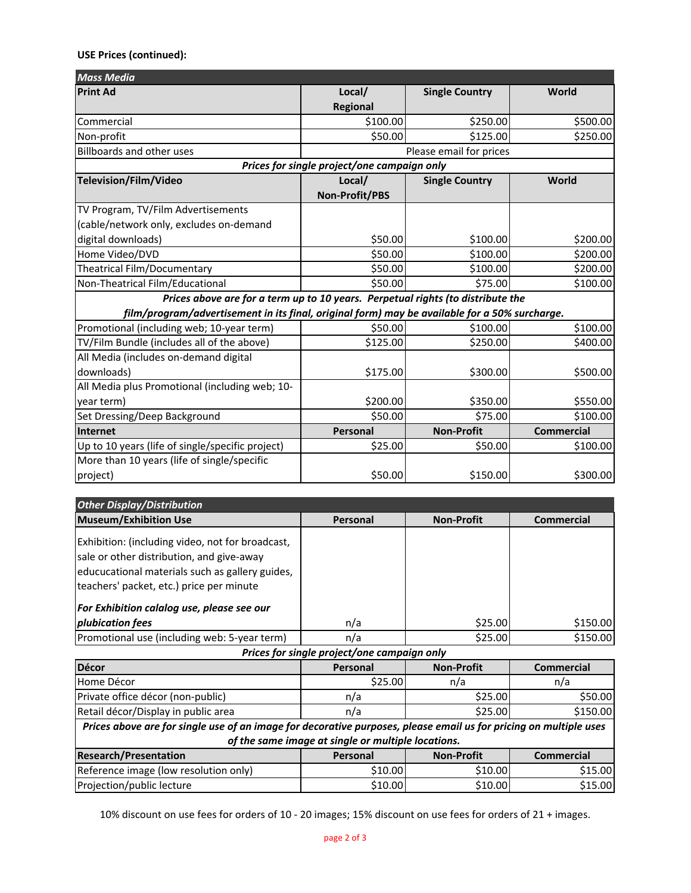**USE Prices (continued):**

| *Mass Media* | | | |
|---|---|---|---|
| **Print Ad** | **Local/ Regional** | **Single Country** | **World** |
| Commercial | $100.00 | $250.00 | $500.00 |
| Non-profit | $50.00 | $125.00 | $250.00 |
| Billboards and other uses | Please email for prices | | |
| ***Prices for single project/one campaign only*** | | | |
| **Television/Film/Video** | **Local/ Non-Profit/PBS** | **Single Country** | **World** |
| TV Program, TV/Film Advertisements (cable/network only, excludes on-demand digital downloads) | $50.00 | $100.00 | $200.00 |
| Home Video/DVD | $50.00 | $100.00 | $200.00 |
| Theatrical Film/Documentary | $50.00 | $100.00 | $200.00 |
| Non-Theatrical Film/Educational | $50.00 | $75.00 | $100.00 |
| ***Prices above are for a term up to 10 years. Perpetual rights (to distribute the film/program/advertisement in its final, original form) may be available for a 50% surcharge.*** | | | |
| Promotional (including web; 10-year term) | $50.00 | $100.00 | $100.00 |
| TV/Film Bundle (includes all of the above) | $125.00 | $250.00 | $400.00 |
| All Media (includes on-demand digital downloads) | $175.00 | $300.00 | $500.00 |
| All Media plus Promotional (including web; 10-year term) | $200.00 | $350.00 | $550.00 |
| Set Dressing/Deep Background | $50.00 | $75.00 | $100.00 |
| **Internet** | **Personal** | **Non-Profit** | **Commercial** |
| Up to 10 years (life of single/specific project) | $25.00 | $50.00 | $100.00 |
| More than 10 years (life of single/specific project) | $50.00 | $150.00 | $300.00 |

| *Other Display/Distribution* | | | |
|---|---|---|---|
| **Museum/Exhibition Use** | **Personal** | **Non-Profit** | **Commercial** |
| Exhibition: (including video, not for broadcast, sale or other distribution, and give-away educucational materials such as gallery guides, teachers' packet, etc.) price per minute<br>***For Exhibition calalog use, please see our plubication fees*** | n/a | $25.00 | $150.00 |
| Promotional use (including web: 5-year term) | n/a | $25.00 | $150.00 |
| ***Prices for single project/one campaign only*** | | | |
| **Décor** | **Personal** | **Non-Profit** | **Commercial** |
| Home Décor | $25.00 | n/a | n/a |
| Private office décor (non-public) | n/a | $25.00 | $50.00 |
| Retail décor/Display in public area | n/a | $25.00 | $150.00 |
| ***Prices above are for single use of an image for decorative purposes, please email us for pricing on multiple uses of the same image at single or multiple locations.*** | | | |
| **Research/Presentation** | **Personal** | **Non-Profit** | **Commercial** |
| Reference image (low resolution only) | $10.00 | $10.00 | $15.00 |
| Projection/public lecture | $10.00 | $10.00 | $15.00 |

10% discount on use fees for orders of 10 - 20 images; 15% discount on use fees for orders of 21 + images.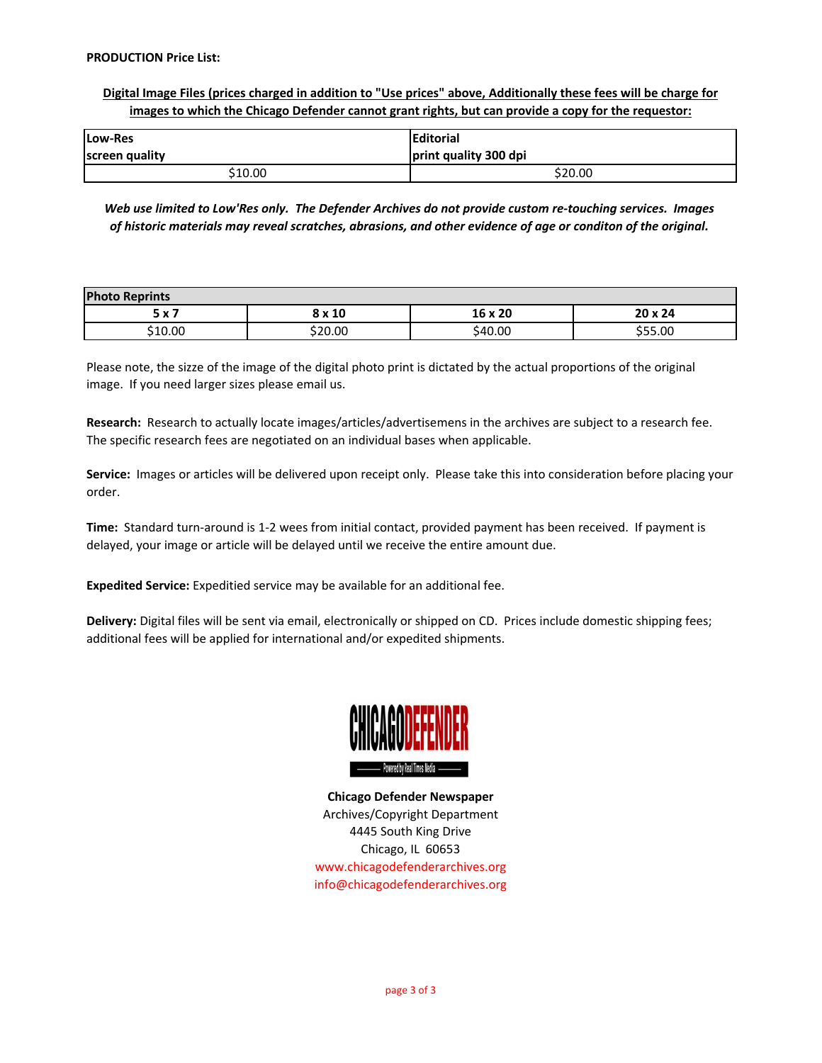**PRODUCTION Price List:**

**Digital Image Files (prices charged in addition to "Use prices" above, Additionally these fees will be charge for images to which the Chicago Defender cannot grant rights, but can provide a copy for the requestor:**

| Low-Res<br>screen quality | Editorial<br>print quality 300 dpi |
|---|---|
| $10.00 | $20.00 |

***Web use limited to Low'Res only. The Defender Archives do not provide custom re-touching services. Images of historic materials may reveal scratches, abrasions, and other evidence of age or conditon of the original.***

| Photo Reprints | | | |
|---|---|---|---|
| **5 x 7** | **8 x 10** | **16 x 20** | **20 x 24** |
| $10.00 | $20.00 | $40.00 | $55.00 |

Please note, the sizze of the image of the digital photo print is dictated by the actual proportions of the original image. If you need larger sizes please email us.

**Research:** Research to actually locate images/articles/advertisemens in the archives are subject to a research fee. The specific research fees are negotiated on an individual bases when applicable.

**Service:** Images or articles will be delivered upon receipt only. Please take this into consideration before placing your order.

**Time:** Standard turn-around is 1-2 wees from initial contact, provided payment has been received. If payment is delayed, your image or article will be delayed until we receive the entire amount due.

**Expedited Service:** Expeditied service may be available for an additional fee.

**Delivery:** Digital files will be sent via email, electronically or shipped on CD. Prices include domestic shipping fees; additional fees will be applied for international and/or expedited shipments.

CHICAGODEFENDER

Powered by Real Times Media

**Chicago Defender Newspaper**
Archives/Copyright Department
4445 South King Drive
Chicago, IL 60653
www.chicagodefenderarchives.org
info@chicagodefenderarchives.org